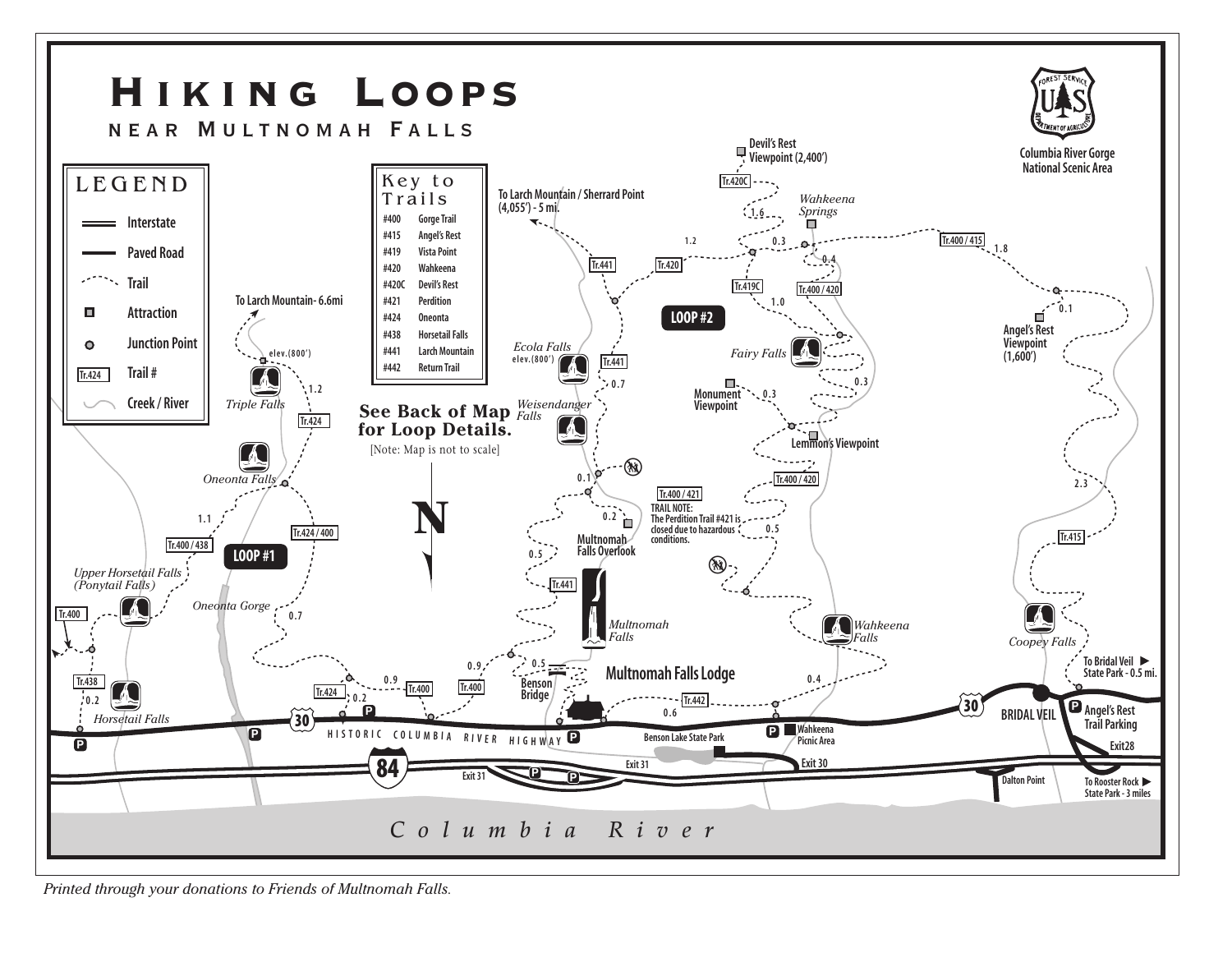# Hiking Loops

## near Multnomah Falls

Columbia River Gorge National Scenic Area

### Legend

- Interstate
- Paved Road
- Trail
- Attraction
- Junction Point
- Trail #
- Creek / River

### Key to Trails

| Trail # | Name |
| --- | --- |
| #400 | Gorge Trail |
| #415 | Angel's Rest |
| #419 | Vista Point |
| #420 | Wahkeena |
| #420C | Devil's Rest |
| #421 | Perdition |
| #424 | Oneonta |
| #438 | Horsetail Falls |
| #441 | Larch Mountain |
| #442 | Return Trail |

**See Back of Map for Loop Details.**

[Note: Map is not to scale]

LOOP #1

LOOP #2

To Larch Mountain- 6.6mi

elev.(800')

Triple Falls

Tr.424

1.2

Oneonta Falls

1.1

Tr.400 / 438

Tr.424 / 400

Upper Horsetail Falls (Ponytail Falls)

Oneonta Gorge

0.7

Tr.400

Tr.438

0.2

Horsetail Falls

0.9

Tr.424

0.2

Tr.400

To Larch Mountain / Sherrard Point (4,055') - 5 mi.

Tr.441

Tr.420

Ecola Falls elev.(800')

Tr.441

0.7

Weisendanger Falls

0.1

0.2

Multnomah Falls Overlook

0.5

Tr.441

Multnomah Falls

0.9

Tr.400

0.5

Benson Bridge

Multnomah Falls Lodge

Devil's Rest Viewpoint (2,400')

Tr.420C

1.6

Wahkeena Springs

1.2

0.3

0.4

Tr.419C

Tr.400 / 420

1.0

Fairy Falls

0.3

Monument Viewpoint

0.3

Lemmon's Viewpoint

Tr.400 / 420

Tr.400 / 421

TRAIL NOTE: The Perdition Trail #421 is closed due to hazardous conditions.

0.5

Wahkeena Falls

0.4

Tr.442

0.6

Tr.400 / 415

1.8

0.1

Angel's Rest Viewpoint (1,600')

2.3

Tr.415

Coopey Falls

To Bridal Veil State Park - 0.5 mi.

BRIDAL VEIL

Angel's Rest Trail Parking

Exit28

Dalton Point

To Rooster Rock State Park - 3 miles

30

HISTORIC COLUMBIA RIVER HIGHWAY

Benson Lake State Park

Wahkeena Picnic Area

84

Exit 31

Exit 31

Exit 30

Columbia River

*Printed through your donations to Friends of Multnomah Falls.*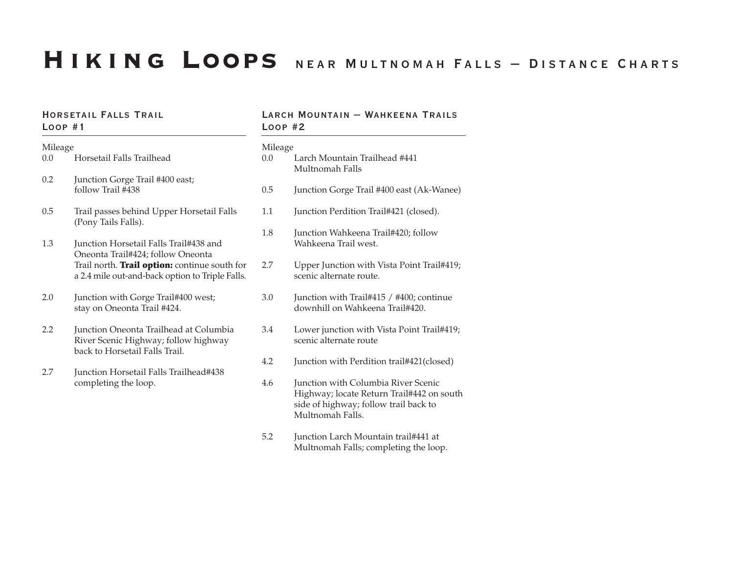# Hiking Loops near Multnomah Falls — Distance Charts

## Horsetail Falls Trail Loop #1

| Mileage | |
|---|---|
| 0.0 | Horsetail Falls Trailhead |
| 0.2 | Junction Gorge Trail #400 east; follow Trail #438 |
| 0.5 | Trail passes behind Upper Horsetail Falls (Pony Tails Falls). |
| 1.3 | Junction Horsetail Falls Trail#438 and Oneonta Trail#424; follow Oneonta Trail north. **Trail option:** continue south for a 2.4 mile out-and-back option to Triple Falls. |
| 2.0 | Junction with Gorge Trail#400 west; stay on Oneonta Trail #424. |
| 2.2 | Junction Oneonta Trailhead at Columbia River Scenic Highway; follow highway back to Horsetail Falls Trail. |
| 2.7 | Junction Horsetail Falls Trailhead#438 completing the loop. |

## Larch Mountain — Wahkeena Trails Loop #2

| Mileage | |
|---|---|
| 0.0 | Larch Mountain Trailhead #441 Multnomah Falls |
| 0.5 | Junction Gorge Trail #400 east (Ak-Wanee) |
| 1.1 | Junction Perdition Trail#421 (closed). |
| 1.8 | Junction Wahkeena Trail#420; follow Wahkeena Trail west. |
| 2.7 | Upper Junction with Vista Point Trail#419; scenic alternate route. |
| 3.0 | Junction with Trail#415 / #400; continue downhill on Wahkeena Trail#420. |
| 3.4 | Lower junction with Vista Point Trail#419; scenic alternate route |
| 4.2 | Junction with Perdition trail#421(closed) |
| 4.6 | Junction with Columbia River Scenic Highway; locate Return Trail#442 on south side of highway; follow trail back to Multnomah Falls. |
| 5.2 | Junction Larch Mountain trail#441 at Multnomah Falls; completing the loop. |